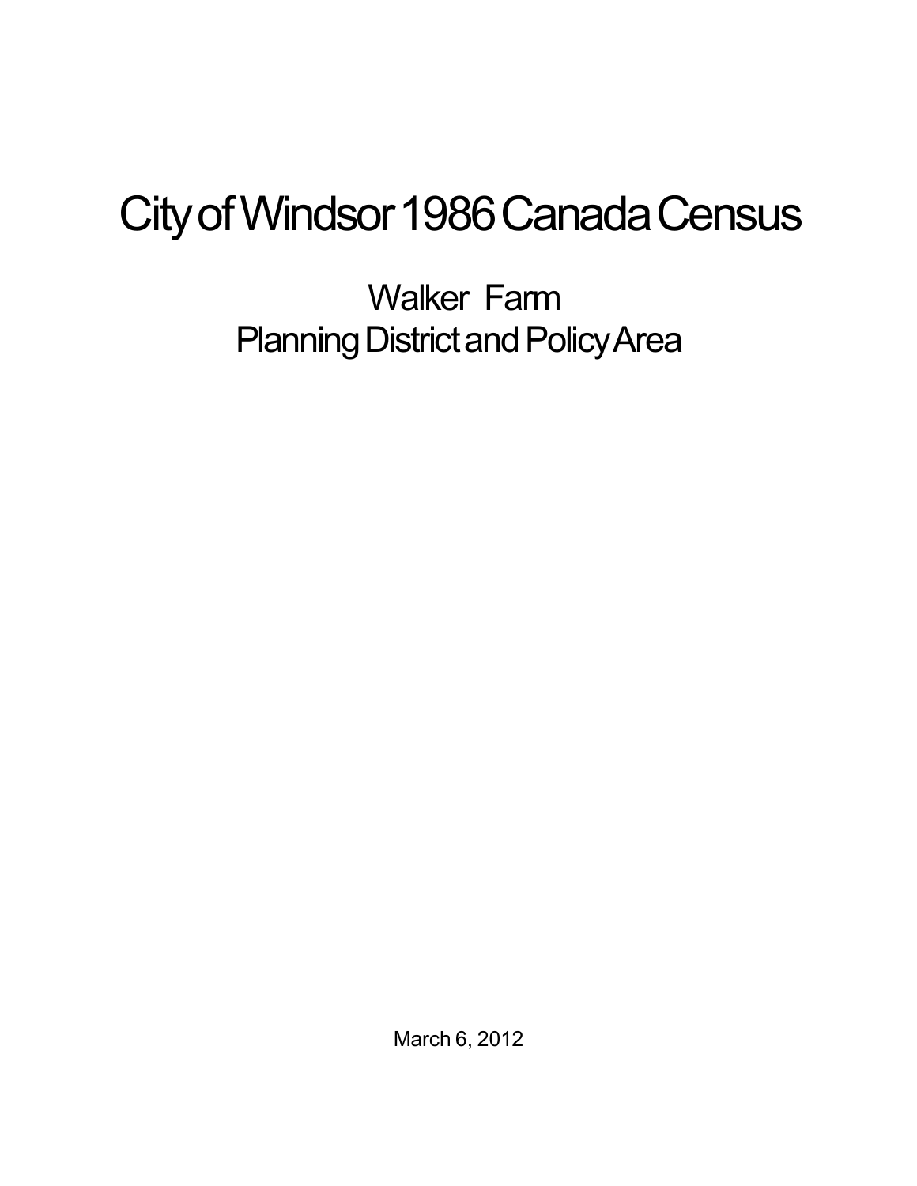# City of Windsor 1986 Canada Census

## Walker Farm
## Planning District and Policy Area

March 6, 2012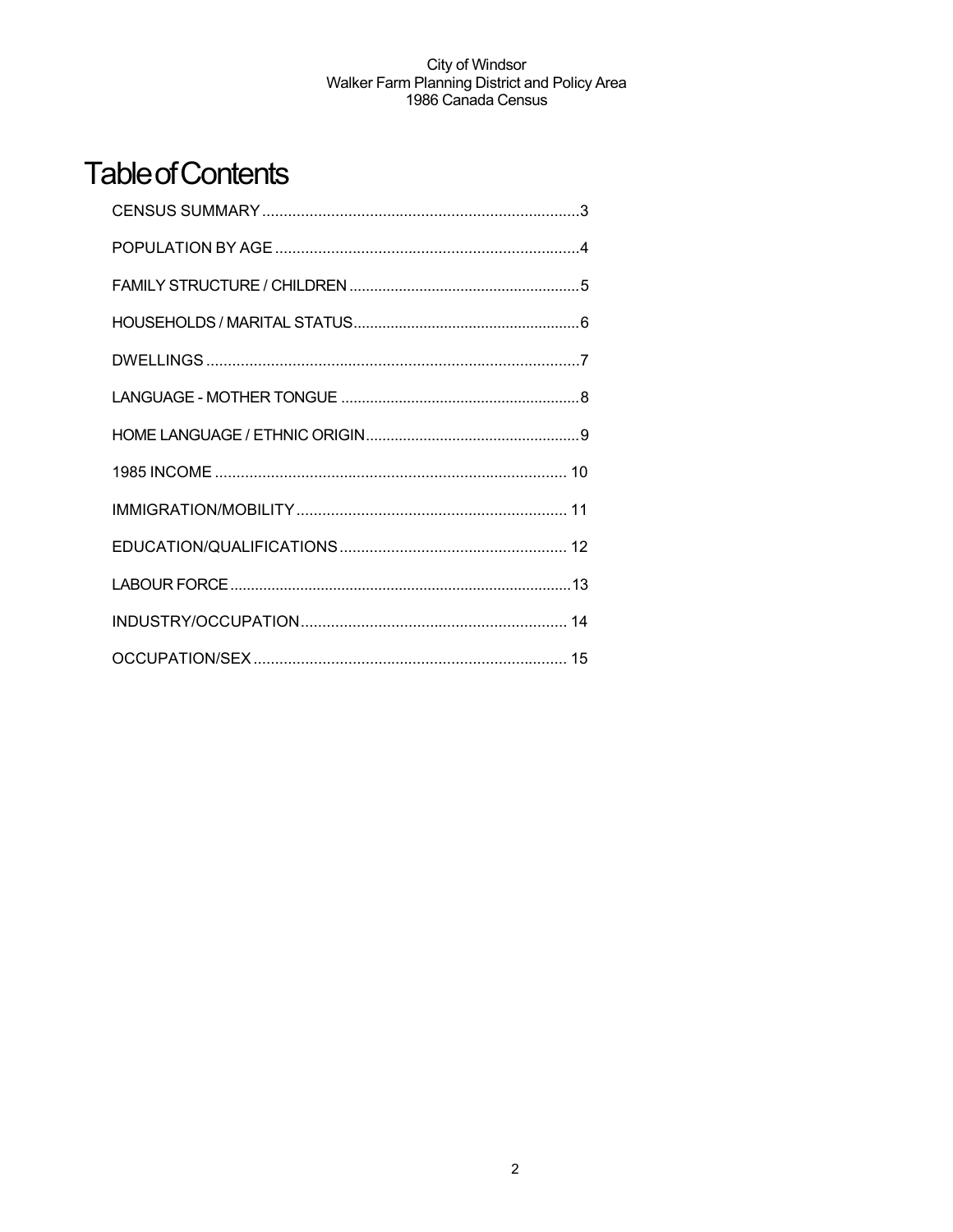# Table of Contents

CENSUS SUMMARY ..........................................................................3

POPULATION BY AGE ......................................................................4

FAMILY STRUCTURE / CHILDREN .......................................................5

HOUSEHOLDS / MARITAL STATUS......................................................6

DWELLINGS .......................................................................................7

LANGUAGE - MOTHER TONGUE .........................................................8

HOME LANGUAGE / ETHNIC ORIGIN...................................................9

1985 INCOME .................................................................................. 10

IMMIGRATION/MOBILITY ................................................................ 11

EDUCATION/QUALIFICATIONS ..................................................... 12

LABOUR FORCE ..................................................................................13

INDUSTRY/OCCUPATION.............................................................. 14

OCCUPATION/SEX .......................................................................... 15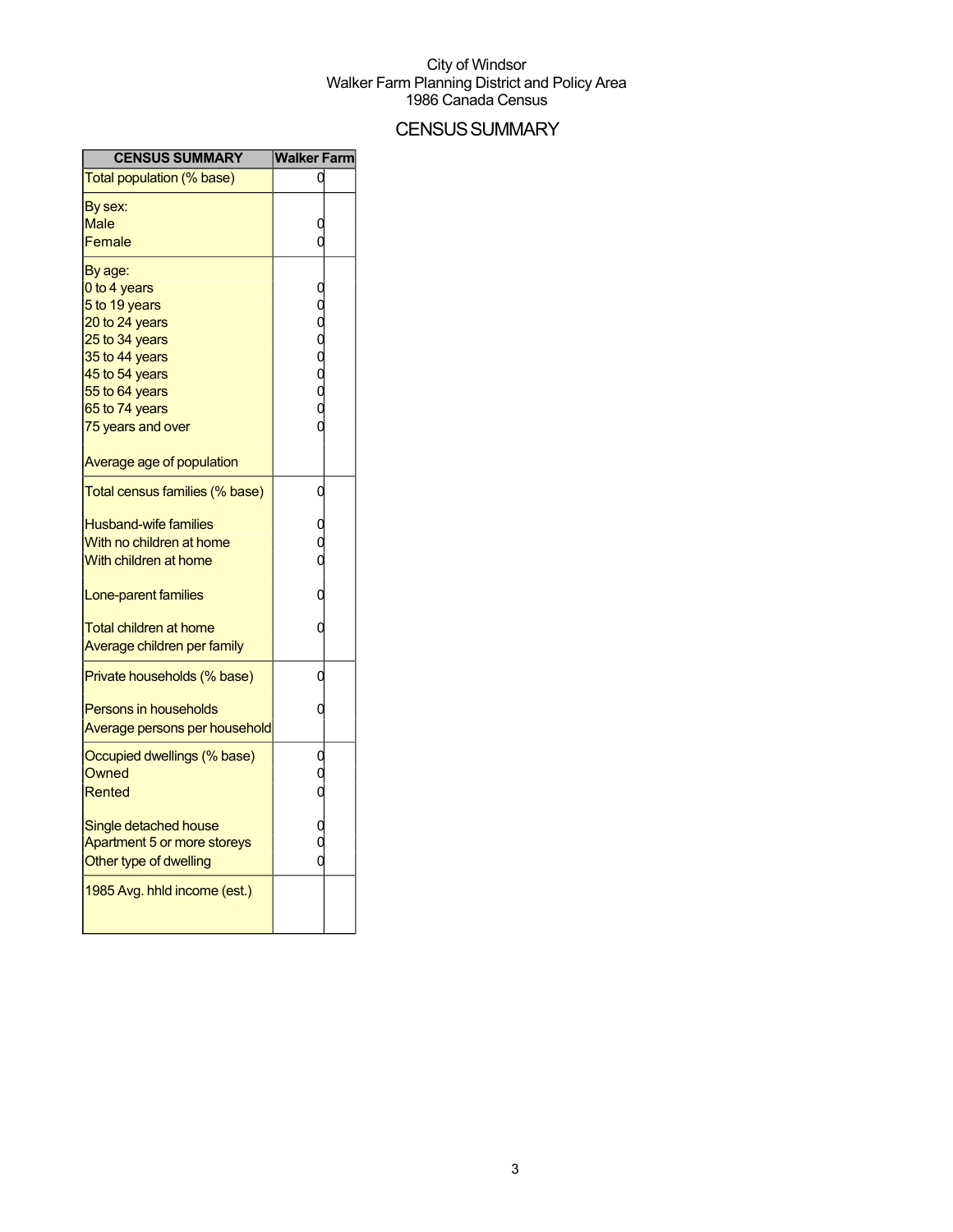City of Windsor
Walker Farm Planning District and Policy Area
1986 Canada Census

# CENSUS SUMMARY

| CENSUS SUMMARY | Walker Farm | |
|---|---|---|
| Total population (% base) | 0 | |
| By sex: | | |
| Male | 0 | |
| Female | 0 | |
| By age: | | |
| 0 to 4 years | 0 | |
| 5 to 19 years | 0 | |
| 20 to 24 years | 0 | |
| 25 to 34 years | 0 | |
| 35 to 44 years | 0 | |
| 45 to 54 years | 0 | |
| 55 to 64 years | 0 | |
| 65 to 74 years | 0 | |
| 75 years and over | 0 | |
| Average age of population | | |
| Total census families (% base) | 0 | |
| Husband-wife families | 0 | |
| With no children at home | 0 | |
| With children at home | 0 | |
| Lone-parent families | 0 | |
| Total children at home | 0 | |
| Average children per family | | |
| Private households (% base) | 0 | |
| Persons in households | 0 | |
| Average persons per household | | |
| Occupied dwellings (% base) | 0 | |
| Owned | 0 | |
| Rented | 0 | |
| Single detached house | 0 | |
| Apartment 5 or more storeys | 0 | |
| Other type of dwelling | 0 | |
| 1985 Avg. hhld income (est.) | | |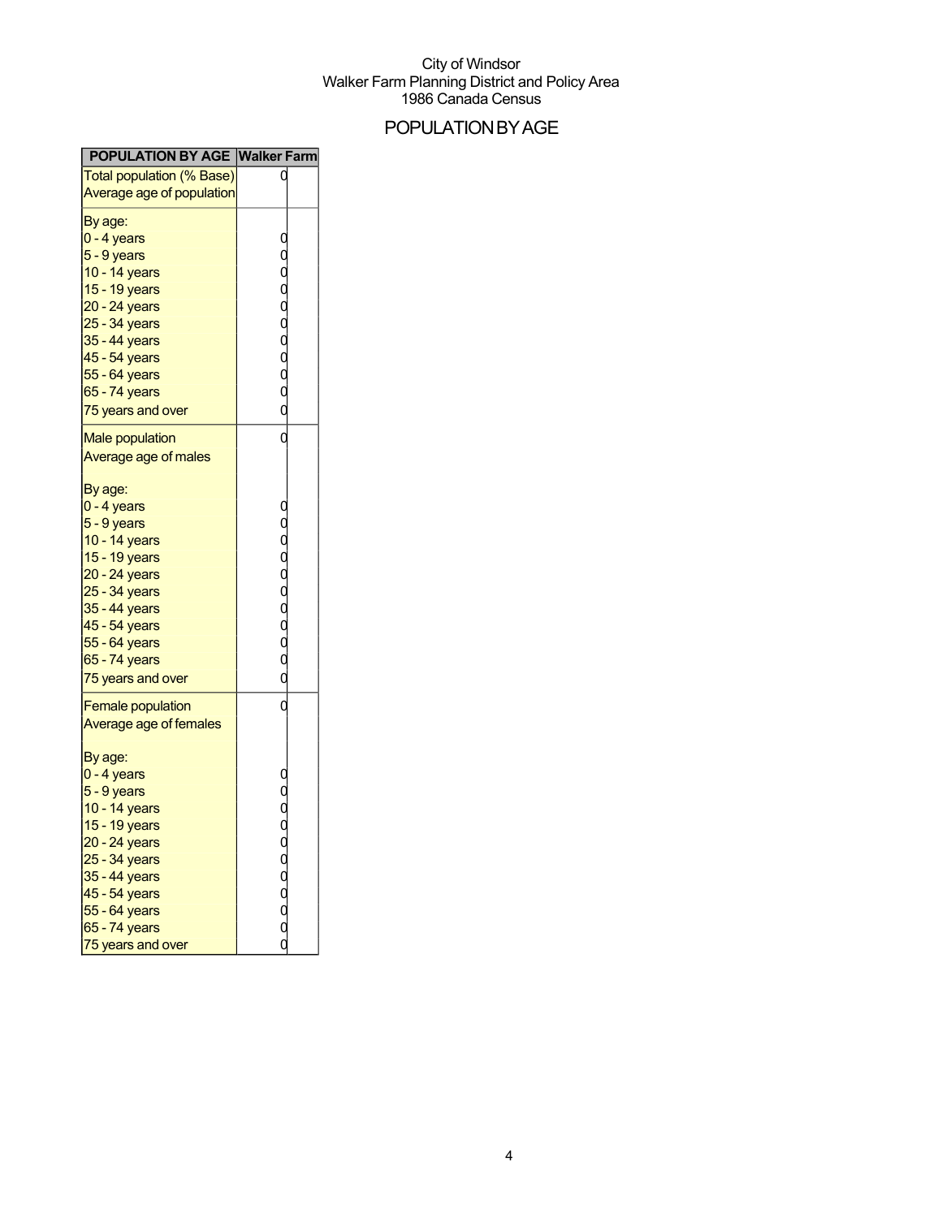City of Windsor
Walker Farm Planning District and Policy Area
1986 Canada Census

# POPULATION BY AGE

| POPULATION BY AGE | Walker Farm | |
|---|---|---|
| Total population (% Base) | 0 | |
| Average age of population | | |
| By age: | | |
| 0 - 4 years | 0 | |
| 5 - 9 years | 0 | |
| 10 - 14 years | 0 | |
| 15 - 19 years | 0 | |
| 20 - 24 years | 0 | |
| 25 - 34 years | 0 | |
| 35 - 44 years | 0 | |
| 45 - 54 years | 0 | |
| 55 - 64 years | 0 | |
| 65 - 74 years | 0 | |
| 75 years and over | 0 | |
| Male population | 0 | |
| Average age of males | | |
| By age: | | |
| 0 - 4 years | 0 | |
| 5 - 9 years | 0 | |
| 10 - 14 years | 0 | |
| 15 - 19 years | 0 | |
| 20 - 24 years | 0 | |
| 25 - 34 years | 0 | |
| 35 - 44 years | 0 | |
| 45 - 54 years | 0 | |
| 55 - 64 years | 0 | |
| 65 - 74 years | 0 | |
| 75 years and over | 0 | |
| Female population | 0 | |
| Average age of females | | |
| By age: | | |
| 0 - 4 years | 0 | |
| 5 - 9 years | 0 | |
| 10 - 14 years | 0 | |
| 15 - 19 years | 0 | |
| 20 - 24 years | 0 | |
| 25 - 34 years | 0 | |
| 35 - 44 years | 0 | |
| 45 - 54 years | 0 | |
| 55 - 64 years | 0 | |
| 65 - 74 years | 0 | |
| 75 years and over | 0 | |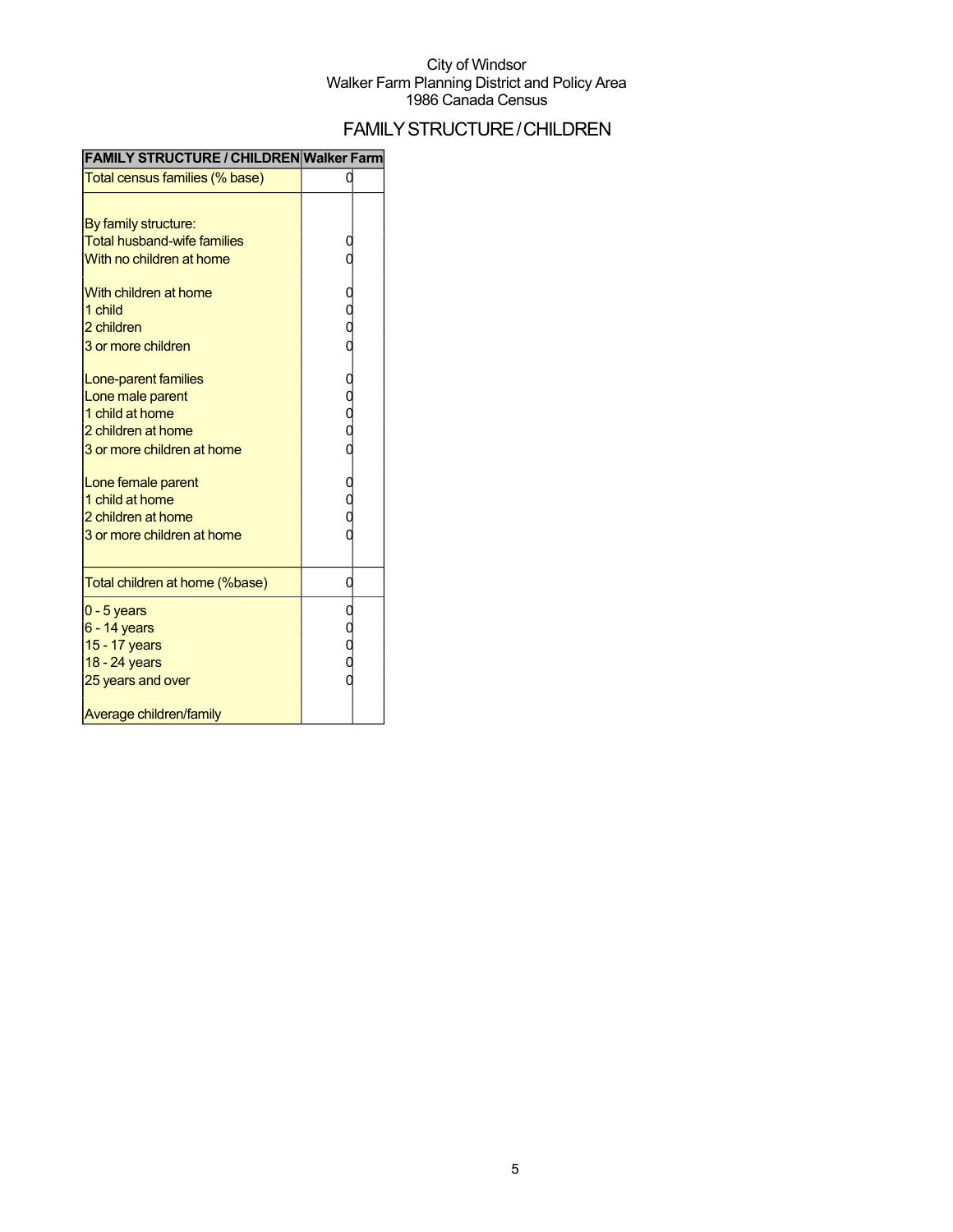City of Windsor
Walker Farm Planning District and Policy Area
1986 Canada Census

# FAMILY STRUCTURE / CHILDREN

| FAMILY STRUCTURE / CHILDREN | Walker Farm | |
|---|---|---|
| Total census families (% base) | 0 | |
| | | |
| By family structure: | | |
| Total husband-wife families | 0 | |
| With no children at home | 0 | |
| | | |
| With children at home | 0 | |
| 1 child | 0 | |
| 2 children | 0 | |
| 3 or more children | 0 | |
| | | |
| Lone-parent families | 0 | |
| Lone male parent | 0 | |
| 1 child at home | 0 | |
| 2 children at home | 0 | |
| 3 or more children at home | 0 | |
| | | |
| Lone female parent | 0 | |
| 1 child at home | 0 | |
| 2 children at home | 0 | |
| 3 or more children at home | 0 | |
| | | |
| Total children at home (%base) | 0 | |
| 0 - 5 years | 0 | |
| 6 - 14 years | 0 | |
| 15 - 17 years | 0 | |
| 18 - 24 years | 0 | |
| 25 years and over | 0 | |
| | | |
| Average children/family | | |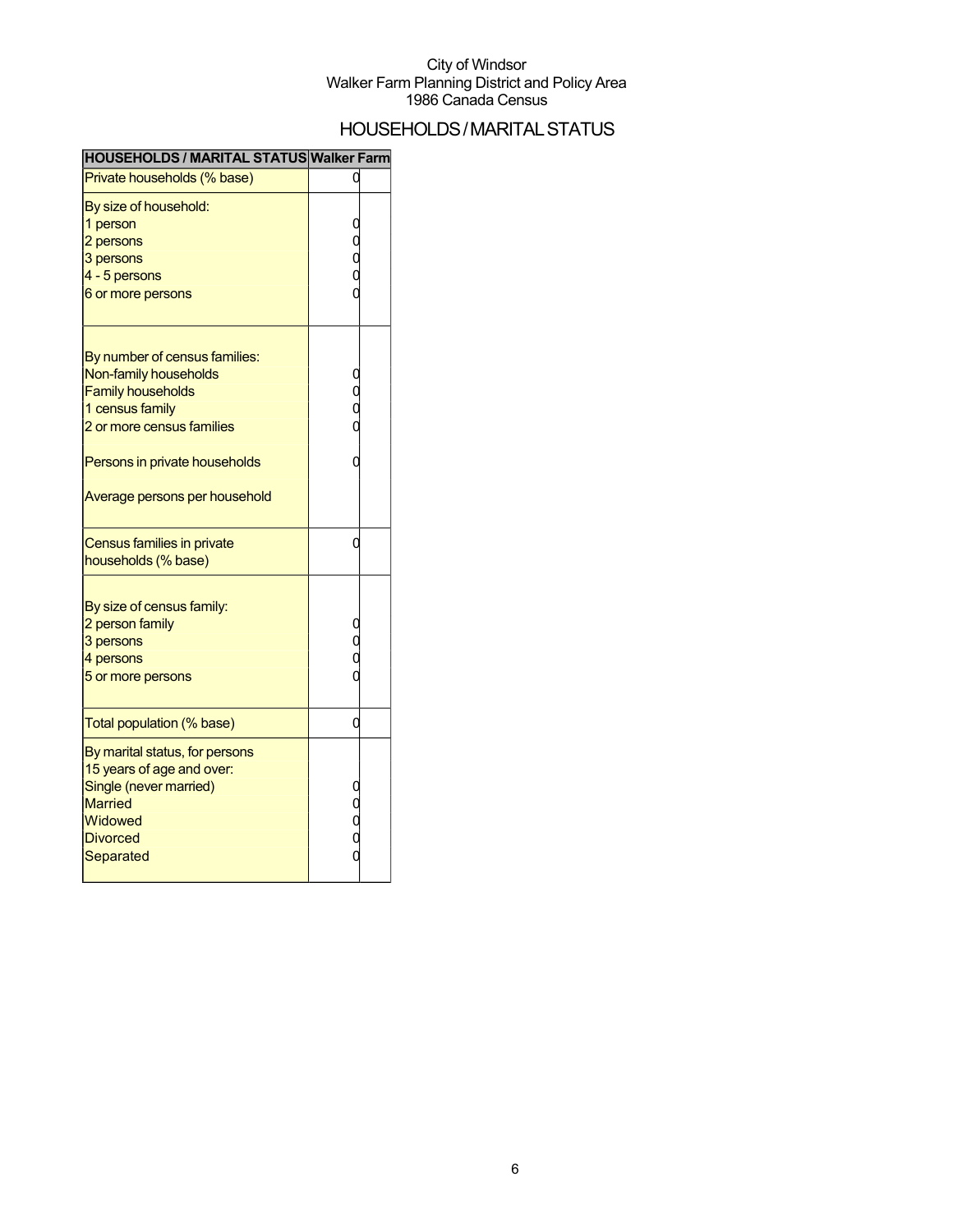City of Windsor
Walker Farm Planning District and Policy Area
1986 Canada Census

# HOUSEHOLDS / MARITAL STATUS

| HOUSEHOLDS / MARITAL STATUS | Walker Farm | |
|---|---|---|
| Private households (% base) | 0 | |
| By size of household: | | |
| 1 person | 0 | |
| 2 persons | 0 | |
| 3 persons | 0 | |
| 4 - 5 persons | 0 | |
| 6 or more persons | 0 | |
| By number of census families: | | |
| Non-family households | 0 | |
| Family households | 0 | |
| 1 census family | 0 | |
| 2 or more census families | 0 | |
| Persons in private households | 0 | |
| Average persons per household | | |
| Census families in private households (% base) | 0 | |
| By size of census family: | | |
| 2 person family | 0 | |
| 3 persons | 0 | |
| 4 persons | 0 | |
| 5 or more persons | 0 | |
| Total population (% base) | 0 | |
| By marital status, for persons 15 years of age and over: | | |
| Single (never married) | 0 | |
| Married | 0 | |
| Widowed | 0 | |
| Divorced | 0 | |
| Separated | 0 | |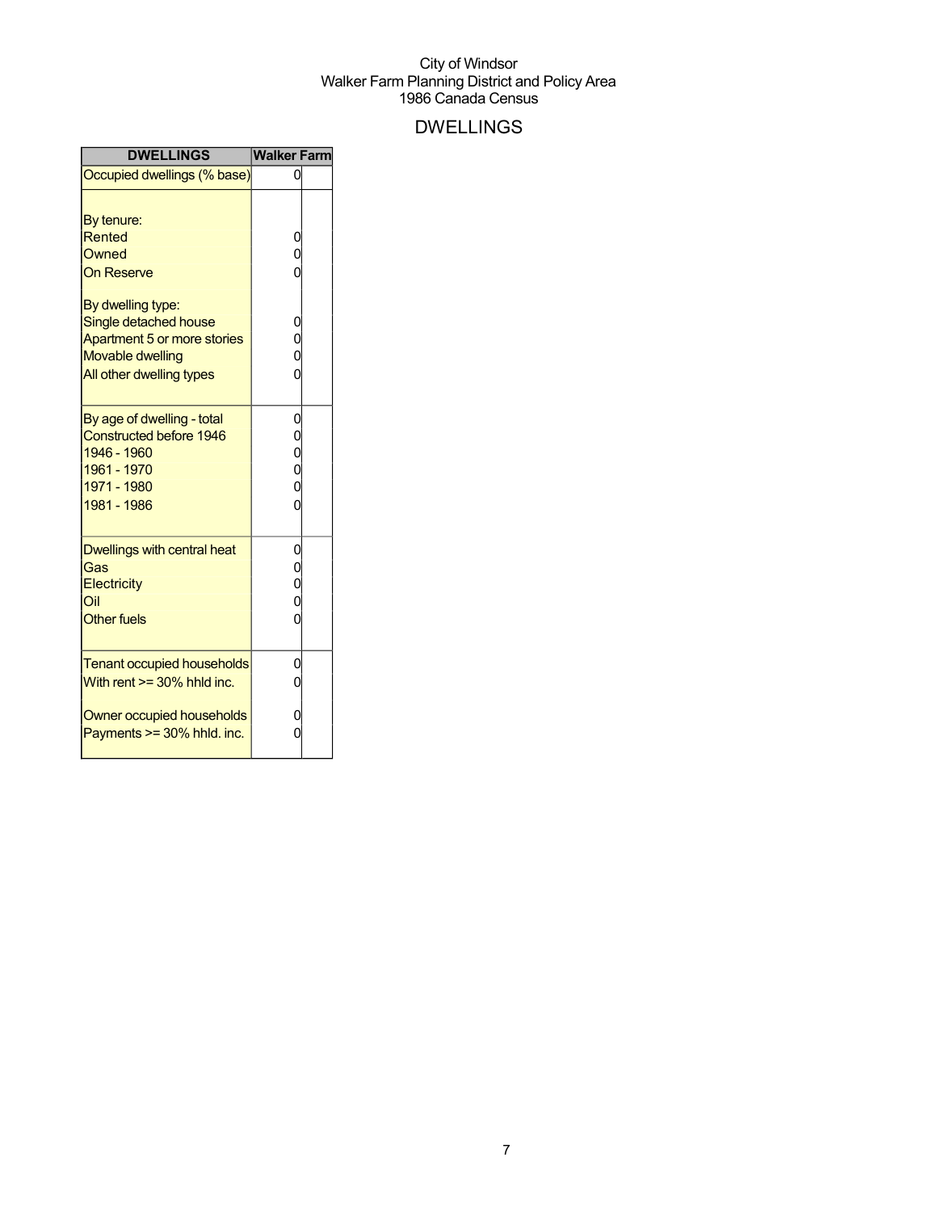City of Windsor
Walker Farm Planning District and Policy Area
1986 Canada Census

# DWELLINGS

| DWELLINGS | Walker Farm | |
|---|---|---|
| Occupied dwellings (% base) | 0 | |
| | | |
| By tenure: | | |
| Rented | 0 | |
| Owned | 0 | |
| On Reserve | 0 | |
| | | |
| By dwelling type: | | |
| Single detached house | 0 | |
| Apartment 5 or more stories | 0 | |
| Movable dwelling | 0 | |
| All other dwelling types | 0 | |
| | | |
| By age of dwelling - total | 0 | |
| Constructed before 1946 | 0 | |
| 1946 - 1960 | 0 | |
| 1961 - 1970 | 0 | |
| 1971 - 1980 | 0 | |
| 1981 - 1986 | 0 | |
| | | |
| Dwellings with central heat | 0 | |
| Gas | 0 | |
| Electricity | 0 | |
| Oil | 0 | |
| Other fuels | 0 | |
| | | |
| Tenant occupied households | 0 | |
| With rent >= 30% hhld inc. | 0 | |
| | | |
| Owner occupied households | 0 | |
| Payments >= 30% hhld. inc. | 0 | |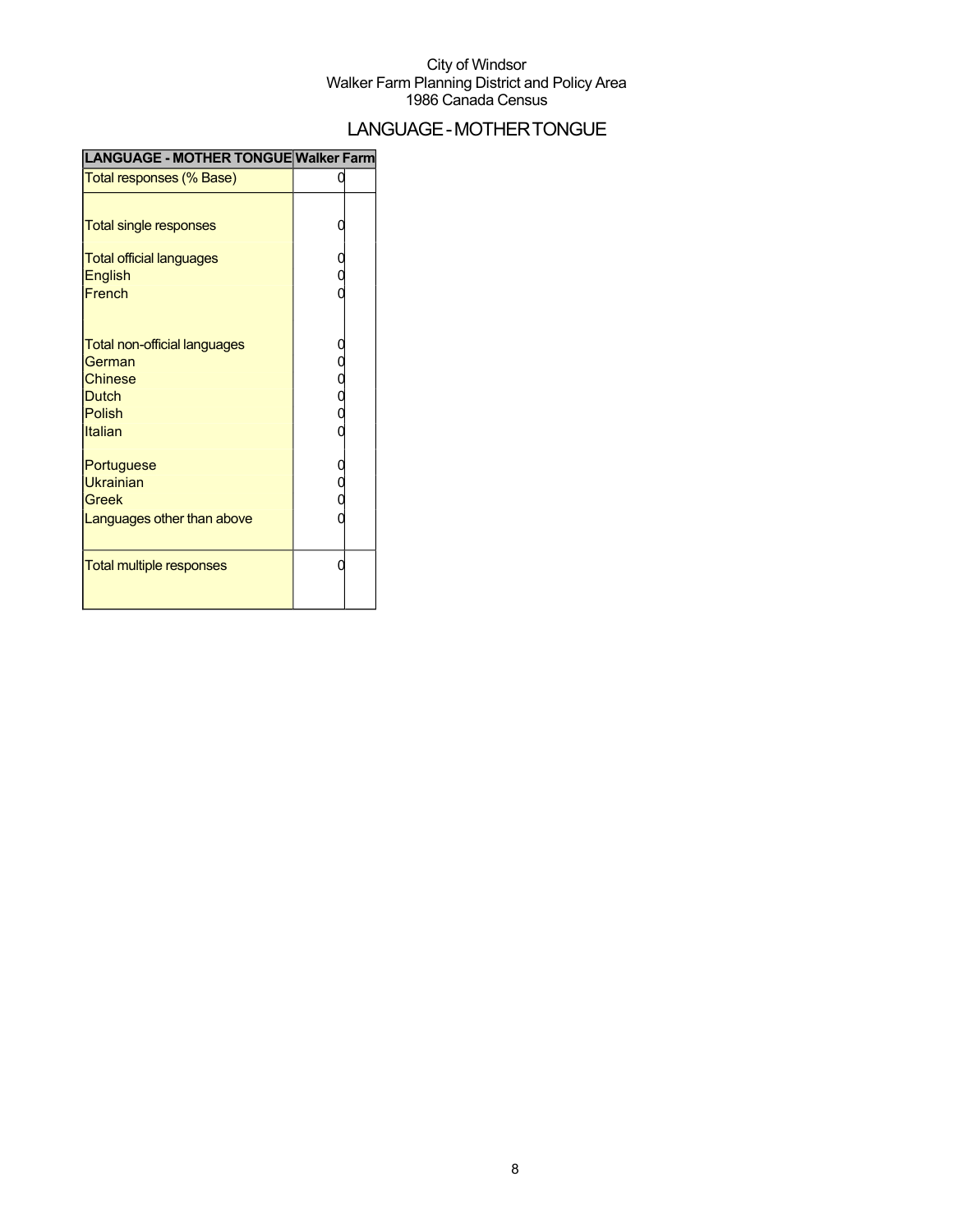City of Windsor
Walker Farm Planning District and Policy Area
1986 Canada Census

# LANGUAGE - MOTHER TONGUE

| LANGUAGE - MOTHER TONGUE | Walker Farm | |
|---|---|---|
| Total responses (% Base) | 0 | |
| Total single responses | 0 | |
| Total official languages | 0 | |
| English | 0 | |
| French | 0 | |
| Total non-official languages | 0 | |
| German | 0 | |
| Chinese | 0 | |
| Dutch | 0 | |
| Polish | 0 | |
| Italian | 0 | |
| Portuguese | 0 | |
| Ukrainian | 0 | |
| Greek | 0 | |
| Languages other than above | 0 | |
| Total multiple responses | 0 | |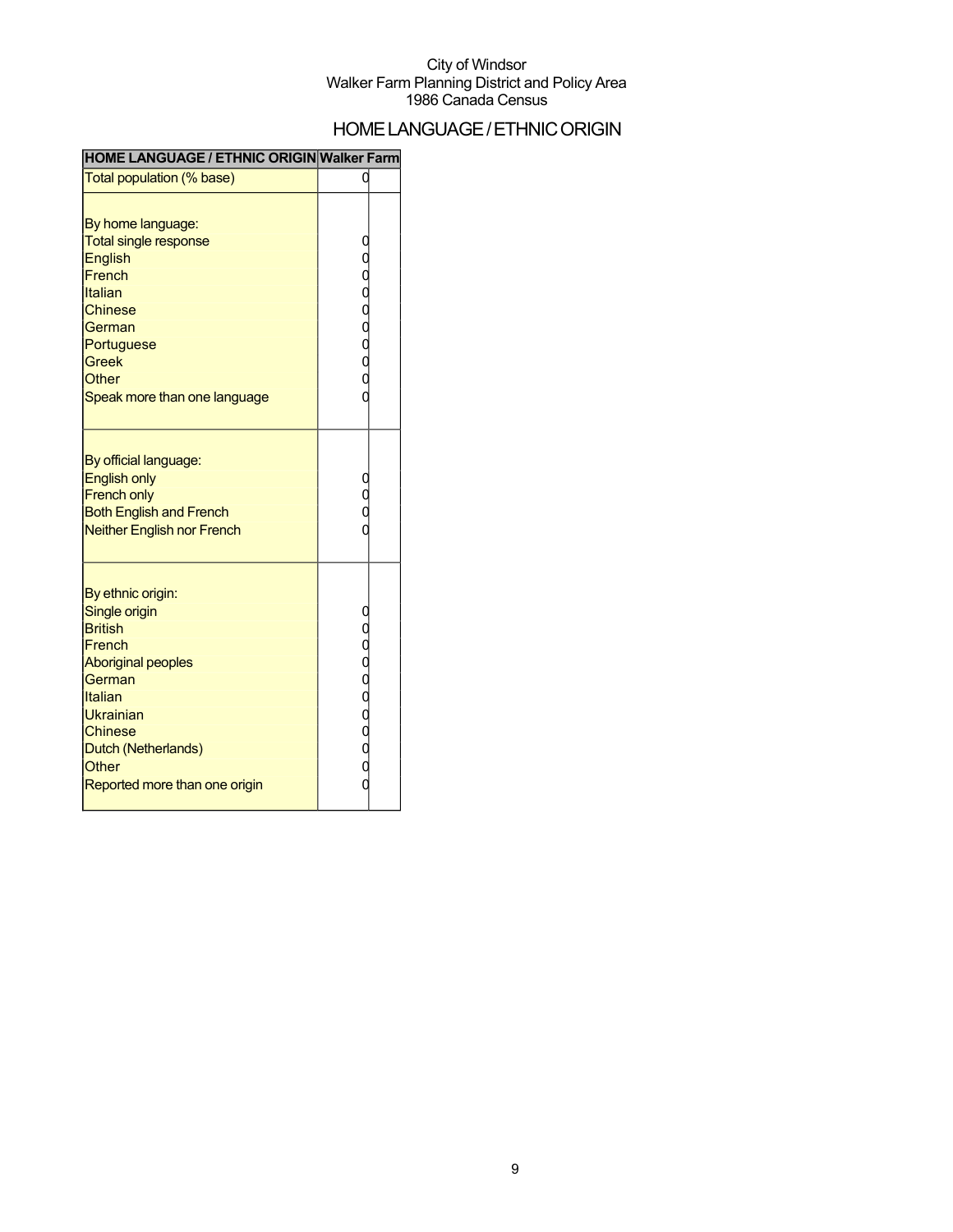City of Windsor
Walker Farm Planning District and Policy Area
1986 Canada Census

## HOME LANGUAGE / ETHNIC ORIGIN

| HOME LANGUAGE / ETHNIC ORIGIN | Walker Farm | |
|---|---|---|
| Total population (% base) | 0 | |
| | | |
| By home language: | | |
| Total single response | 0 | |
| English | 0 | |
| French | 0 | |
| Italian | 0 | |
| Chinese | 0 | |
| German | 0 | |
| Portuguese | 0 | |
| Greek | 0 | |
| Other | 0 | |
| Speak more than one language | 0 | |
| | | |
| By official language: | | |
| English only | 0 | |
| French only | 0 | |
| Both English and French | 0 | |
| Neither English nor French | 0 | |
| | | |
| By ethnic origin: | | |
| Single origin | 0 | |
| British | 0 | |
| French | 0 | |
| Aboriginal peoples | 0 | |
| German | 0 | |
| Italian | 0 | |
| Ukrainian | 0 | |
| Chinese | 0 | |
| Dutch (Netherlands) | 0 | |
| Other | 0 | |
| Reported more than one origin | 0 | |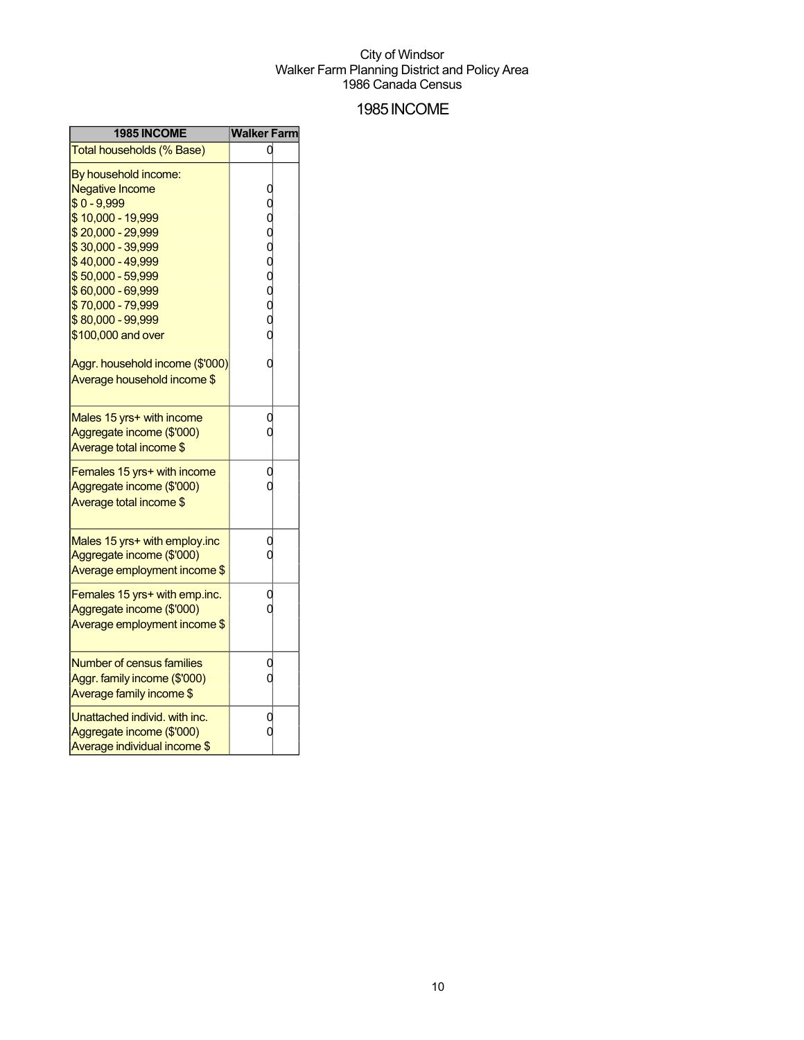City of Windsor
Walker Farm Planning District and Policy Area
1986 Canada Census

# 1985 INCOME

| 1985 INCOME | Walker Farm | |
|---|---|---|
| Total households (% Base) | 0 | |
| By household income: | | |
| Negative Income | 0 | |
| $ 0 - 9,999 | 0 | |
| $ 10,000 - 19,999 | 0 | |
| $ 20,000 - 29,999 | 0 | |
| $ 30,000 - 39,999 | 0 | |
| $ 40,000 - 49,999 | 0 | |
| $ 50,000 - 59,999 | 0 | |
| $ 60,000 - 69,999 | 0 | |
| $ 70,000 - 79,999 | 0 | |
| $ 80,000 - 99,999 | 0 | |
| $100,000 and over | 0 | |
| Aggr. household income ($'000) | 0 | |
| Average household income $ | | |
| Males 15 yrs+ with income | 0 | |
| Aggregate income ($'000) | 0 | |
| Average total income $ | | |
| Females 15 yrs+ with income | 0 | |
| Aggregate income ($'000) | 0 | |
| Average total income $ | | |
| Males 15 yrs+ with employ.inc | 0 | |
| Aggregate income ($'000) | 0 | |
| Average employment income $ | | |
| Females 15 yrs+ with emp.inc. | 0 | |
| Aggregate income ($'000) | 0 | |
| Average employment income $ | | |
| Number of census families | 0 | |
| Aggr. family income ($'000) | 0 | |
| Average family income $ | | |
| Unattached individ. with inc. | 0 | |
| Aggregate income ($'000) | 0 | |
| Average individual income $ | | |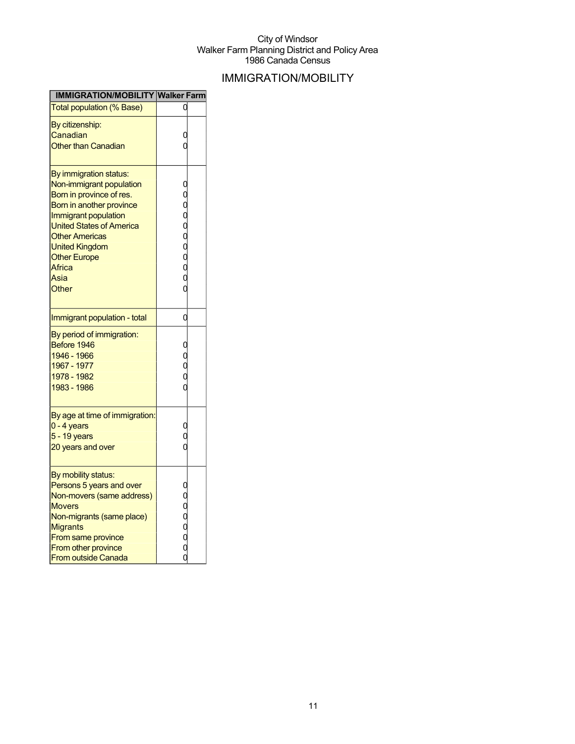City of Windsor
Walker Farm Planning District and Policy Area
1986 Canada Census

# IMMIGRATION/MOBILITY

| IMMIGRATION/MOBILITY | Walker Farm | |
|---|---|---|
| Total population (% Base) | 0 | |
| By citizenship: | | |
| Canadian | 0 | |
| Other than Canadian | 0 | |
| By immigration status: | | |
| Non-immigrant population | 0 | |
| Born in province of res. | 0 | |
| Born in another province | 0 | |
| Immigrant population | 0 | |
| United States of America | 0 | |
| Other Americas | 0 | |
| United Kingdom | 0 | |
| Other Europe | 0 | |
| Africa | 0 | |
| Asia | 0 | |
| Other | 0 | |
| Immigrant population - total | 0 | |
| By period of immigration: | | |
| Before 1946 | 0 | |
| 1946 - 1966 | 0 | |
| 1967 - 1977 | 0 | |
| 1978 - 1982 | 0 | |
| 1983 - 1986 | 0 | |
| By age at time of immigration: | | |
| 0 - 4 years | 0 | |
| 5 - 19 years | 0 | |
| 20 years and over | 0 | |
| By mobility status: | | |
| Persons 5 years and over | 0 | |
| Non-movers (same address) | 0 | |
| Movers | 0 | |
| Non-migrants (same place) | 0 | |
| Migrants | 0 | |
| From same province | 0 | |
| From other province | 0 | |
| From outside Canada | 0 | |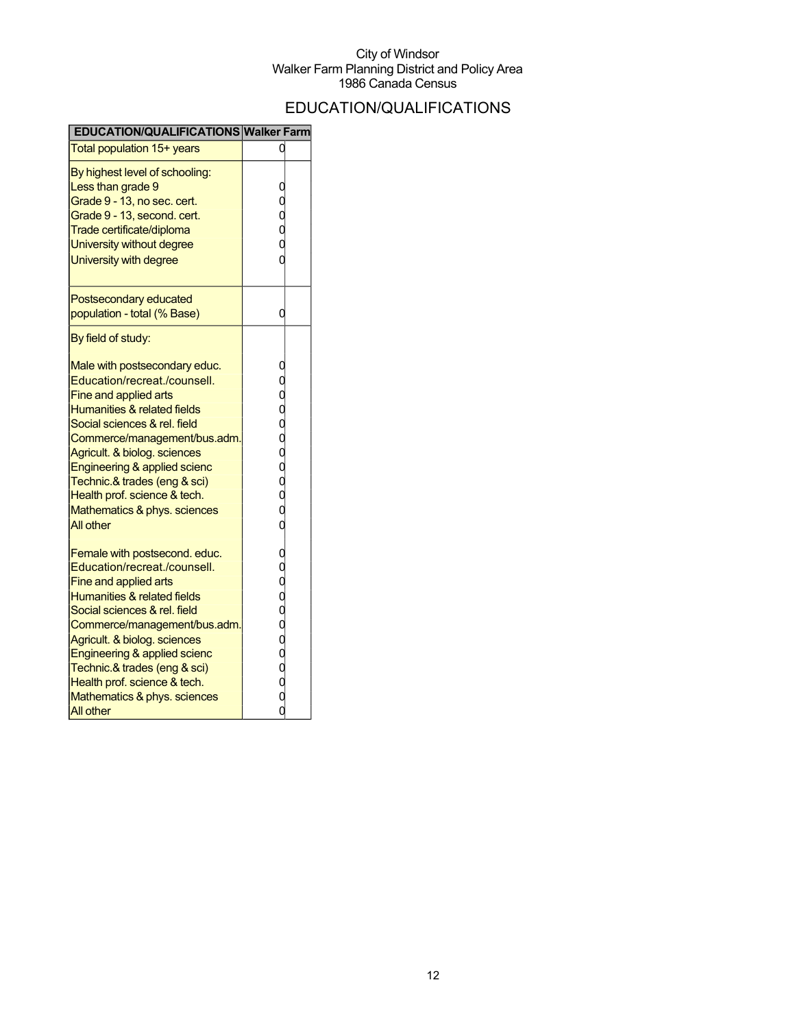City of Windsor
Walker Farm Planning District and Policy Area
1986 Canada Census

# EDUCATION/QUALIFICATIONS

| EDUCATION/QUALIFICATIONS | Walker Farm | |
|---|---|---|
| Total population 15+ years | 0 | |
| By highest level of schooling: | | |
| Less than grade 9 | 0 | |
| Grade 9 - 13, no sec. cert. | 0 | |
| Grade 9 - 13, second. cert. | 0 | |
| Trade certificate/diploma | 0 | |
| University without degree | 0 | |
| University with degree | 0 | |
| Postsecondary educated population - total (% Base) | 0 | |
| By field of study: | | |
| Male with postsecondary educ. | 0 | |
| Education/recreat./counsell. | 0 | |
| Fine and applied arts | 0 | |
| Humanities & related fields | 0 | |
| Social sciences & rel. field | 0 | |
| Commerce/management/bus.adm. | 0 | |
| Agricult. & biolog. sciences | 0 | |
| Engineering & applied scienc | 0 | |
| Technic.& trades (eng & sci) | 0 | |
| Health prof. science & tech. | 0 | |
| Mathematics & phys. sciences | 0 | |
| All other | 0 | |
| Female with postsecond. educ. | 0 | |
| Education/recreat./counsell. | 0 | |
| Fine and applied arts | 0 | |
| Humanities & related fields | 0 | |
| Social sciences & rel. field | 0 | |
| Commerce/management/bus.adm. | 0 | |
| Agricult. & biolog. sciences | 0 | |
| Engineering & applied scienc | 0 | |
| Technic.& trades (eng & sci) | 0 | |
| Health prof. science & tech. | 0 | |
| Mathematics & phys. sciences | 0 | |
| All other | 0 | |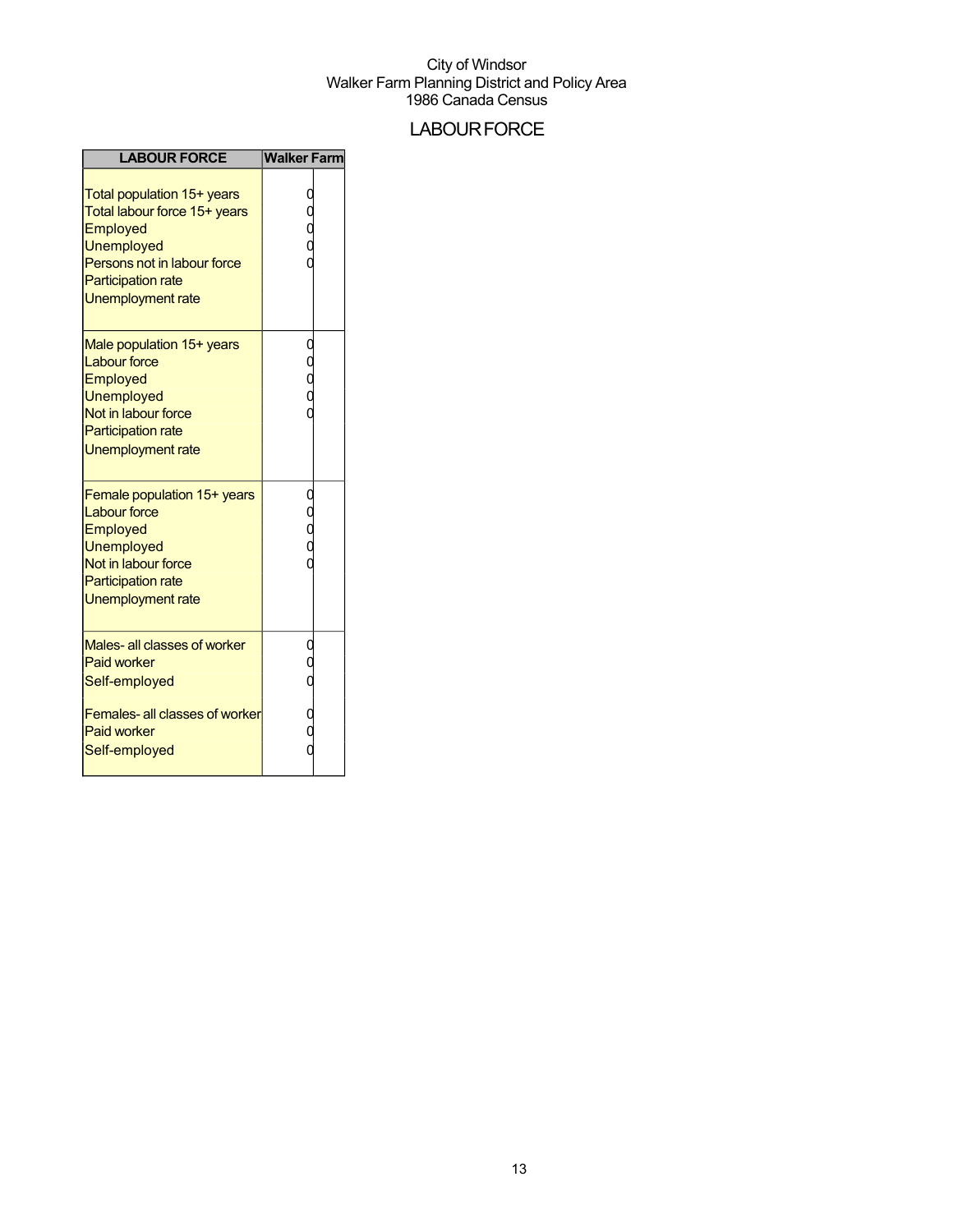City of Windsor
Walker Farm Planning District and Policy Area
1986 Canada Census

# LABOUR FORCE

| LABOUR FORCE | Walker Farm |
|---|---|
| Total population 15+ years | 0 |
| Total labour force 15+ years | 0 |
| Employed | 0 |
| Unemployed | 0 |
| Persons not in labour force | 0 |
| Participation rate | |
| Unemployment rate | |
| Male population 15+ years | 0 |
| Labour force | 0 |
| Employed | 0 |
| Unemployed | 0 |
| Not in labour force | 0 |
| Participation rate | |
| Unemployment rate | |
| Female population 15+ years | 0 |
| Labour force | 0 |
| Employed | 0 |
| Unemployed | 0 |
| Not in labour force | 0 |
| Participation rate | |
| Unemployment rate | |
| Males- all classes of worker | 0 |
| Paid worker | 0 |
| Self-employed | 0 |
| Females- all classes of worker | 0 |
| Paid worker | 0 |
| Self-employed | 0 |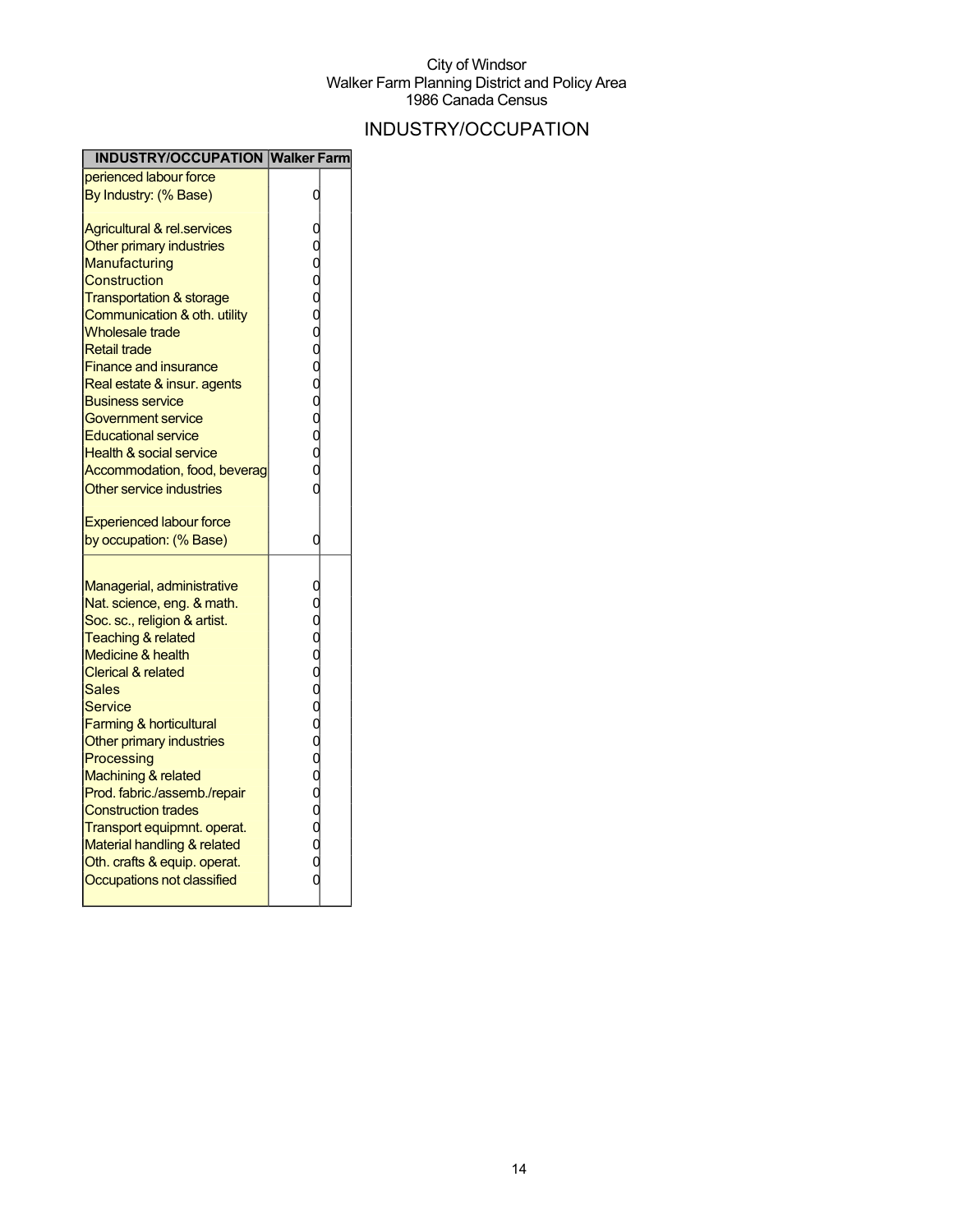City of Windsor
Walker Farm Planning District and Policy Area
1986 Canada Census

# INDUSTRY/OCCUPATION

| INDUSTRY/OCCUPATION | Walker Farm | |
|---|---|---|
| perienced labour force | | |
| By Industry: (% Base) | 0 | |
| | | |
| Agricultural & rel.services | 0 | |
| Other primary industries | 0 | |
| Manufacturing | 0 | |
| Construction | 0 | |
| Transportation & storage | 0 | |
| Communication & oth. utility | 0 | |
| Wholesale trade | 0 | |
| Retail trade | 0 | |
| Finance and insurance | 0 | |
| Real estate & insur. agents | 0 | |
| Business service | 0 | |
| Government service | 0 | |
| Educational service | 0 | |
| Health & social service | 0 | |
| Accommodation, food, beverag | 0 | |
| Other service industries | 0 | |
| | | |
| Experienced labour force | | |
| by occupation: (% Base) | 0 | |
| | | |
| Managerial, administrative | 0 | |
| Nat. science, eng. & math. | 0 | |
| Soc. sc., religion & artist. | 0 | |
| Teaching & related | 0 | |
| Medicine & health | 0 | |
| Clerical & related | 0 | |
| Sales | 0 | |
| Service | 0 | |
| Farming & horticultural | 0 | |
| Other primary industries | 0 | |
| Processing | 0 | |
| Machining & related | 0 | |
| Prod. fabric./assemb./repair | 0 | |
| Construction trades | 0 | |
| Transport equipmnt. operat. | 0 | |
| Material handling & related | 0 | |
| Oth. crafts & equip. operat. | 0 | |
| Occupations not classified | 0 | |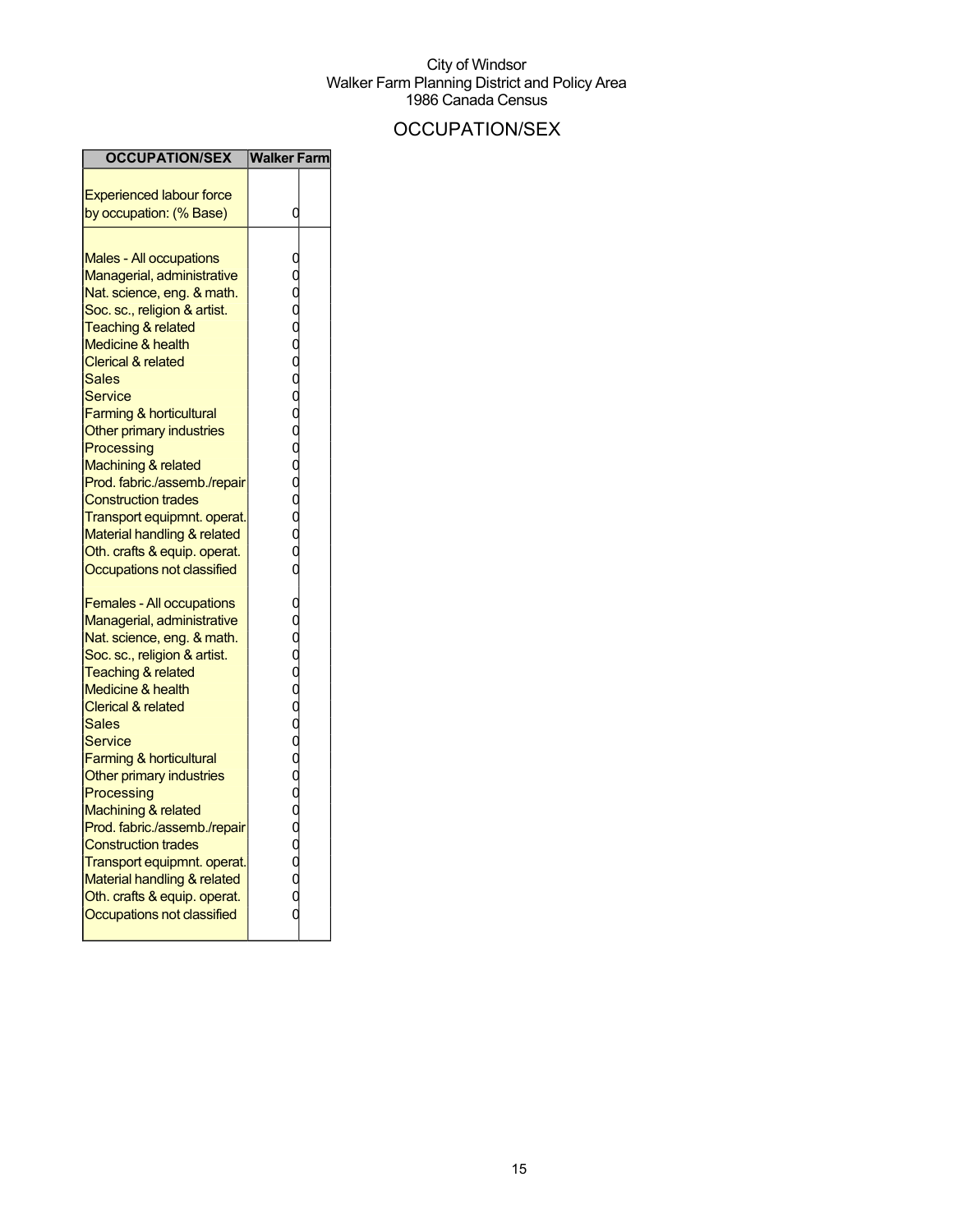City of Windsor
Walker Farm Planning District and Policy Area
1986 Canada Census

# OCCUPATION/SEX

| OCCUPATION/SEX | Walker Farm |
|---|---|
| Experienced labour force by occupation: (% Base) | 0 |
| Males - All occupations | 0 |
| Managerial, administrative | 0 |
| Nat. science, eng. & math. | 0 |
| Soc. sc., religion & artist. | 0 |
| Teaching & related | 0 |
| Medicine & health | 0 |
| Clerical & related | 0 |
| Sales | 0 |
| Service | 0 |
| Farming & horticultural | 0 |
| Other primary industries | 0 |
| Processing | 0 |
| Machining & related | 0 |
| Prod. fabric./assemb./repair | 0 |
| Construction trades | 0 |
| Transport equipmnt. operat. | 0 |
| Material handling & related | 0 |
| Oth. crafts & equip. operat. | 0 |
| Occupations not classified | 0 |
| Females - All occupations | 0 |
| Managerial, administrative | 0 |
| Nat. science, eng. & math. | 0 |
| Soc. sc., religion & artist. | 0 |
| Teaching & related | 0 |
| Medicine & health | 0 |
| Clerical & related | 0 |
| Sales | 0 |
| Service | 0 |
| Farming & horticultural | 0 |
| Other primary industries | 0 |
| Processing | 0 |
| Machining & related | 0 |
| Prod. fabric./assemb./repair | 0 |
| Construction trades | 0 |
| Transport equipmnt. operat. | 0 |
| Material handling & related | 0 |
| Oth. crafts & equip. operat. | 0 |
| Occupations not classified | 0 |